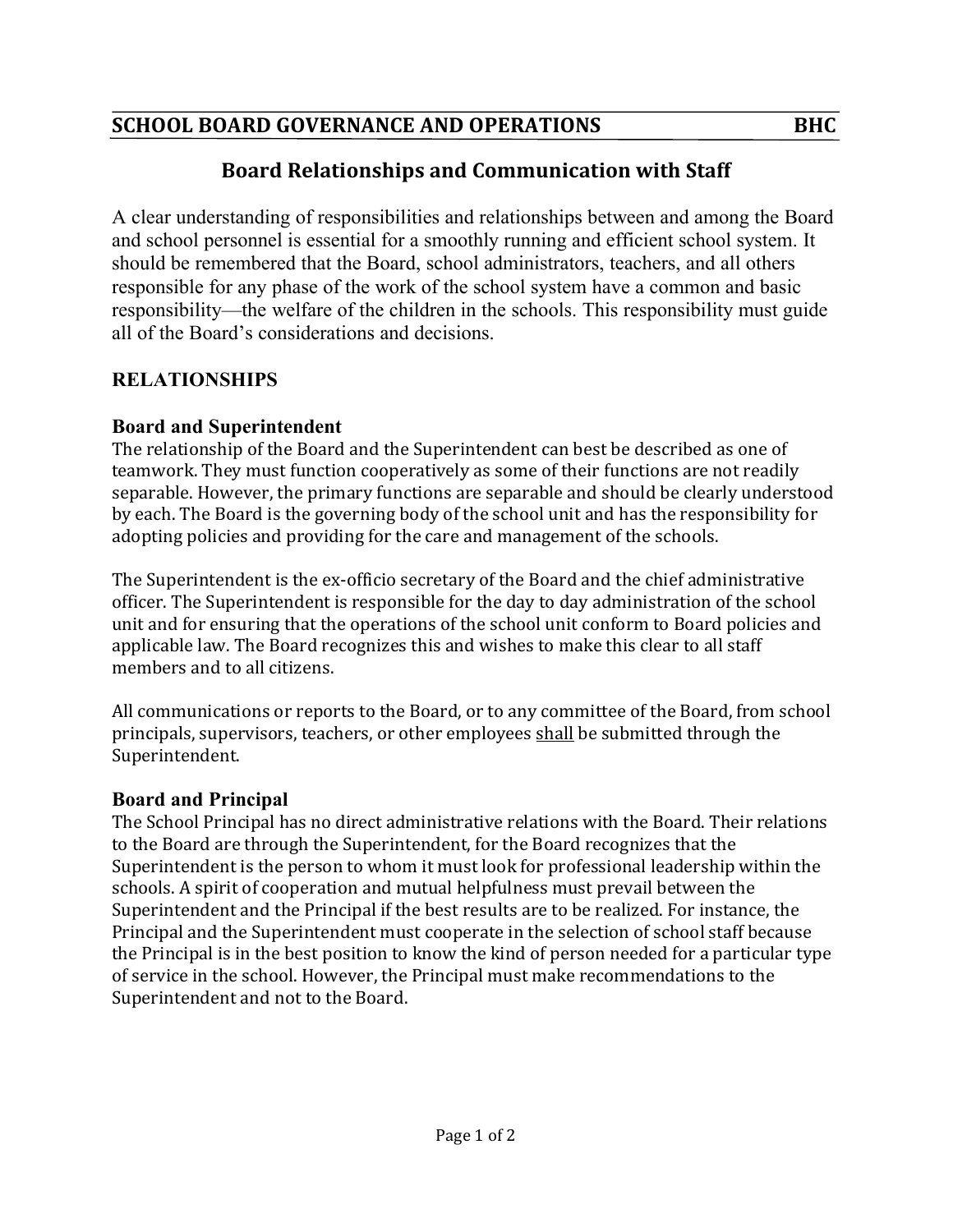# SCHOOL BOARD GOVERNANCE AND OPERATIONS — BHC

## Board Relationships and Communication with Staff

A clear understanding of responsibilities and relationships between and among the Board and school personnel is essential for a smoothly running and efficient school system. It should be remembered that the Board, school administrators, teachers, and all others responsible for any phase of the work of the school system have a common and basic responsibility—the welfare of the children in the schools. This responsibility must guide all of the Board's considerations and decisions.

### RELATIONSHIPS

#### Board and Superintendent

The relationship of the Board and the Superintendent can best be described as one of teamwork. They must function cooperatively as some of their functions are not readily separable. However, the primary functions are separable and should be clearly understood by each. The Board is the governing body of the school unit and has the responsibility for adopting policies and providing for the care and management of the schools.

The Superintendent is the ex-officio secretary of the Board and the chief administrative officer. The Superintendent is responsible for the day to day administration of the school unit and for ensuring that the operations of the school unit conform to Board policies and applicable law. The Board recognizes this and wishes to make this clear to all staff members and to all citizens.

All communications or reports to the Board, or to any committee of the Board, from school principals, supervisors, teachers, or other employees <u>shall</u> be submitted through the Superintendent.

#### Board and Principal

The School Principal has no direct administrative relations with the Board. Their relations to the Board are through the Superintendent, for the Board recognizes that the Superintendent is the person to whom it must look for professional leadership within the schools. A spirit of cooperation and mutual helpfulness must prevail between the Superintendent and the Principal if the best results are to be realized. For instance, the Principal and the Superintendent must cooperate in the selection of school staff because the Principal is in the best position to know the kind of person needed for a particular type of service in the school. However, the Principal must make recommendations to the Superintendent and not to the Board.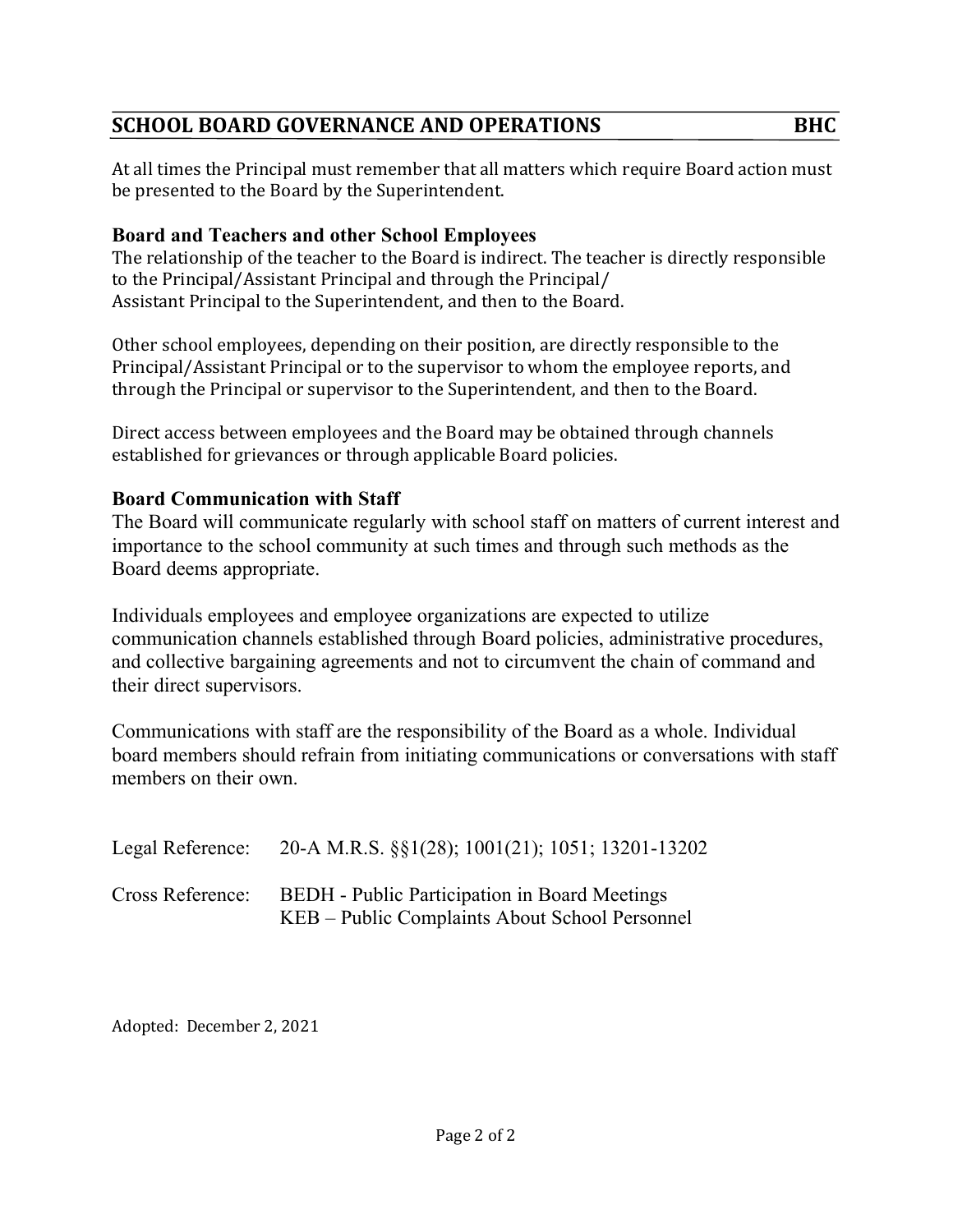At all times the Principal must remember that all matters which require Board action must be presented to the Board by the Superintendent.

### Board and Teachers and other School Employees

The relationship of the teacher to the Board is indirect. The teacher is directly responsible to the Principal/Assistant Principal and through the Principal/ Assistant Principal to the Superintendent, and then to the Board.

Other school employees, depending on their position, are directly responsible to the Principal/Assistant Principal or to the supervisor to whom the employee reports, and through the Principal or supervisor to the Superintendent, and then to the Board.

Direct access between employees and the Board may be obtained through channels established for grievances or through applicable Board policies.

### Board Communication with Staff

The Board will communicate regularly with school staff on matters of current interest and importance to the school community at such times and through such methods as the Board deems appropriate.

Individuals employees and employee organizations are expected to utilize communication channels established through Board policies, administrative procedures, and collective bargaining agreements and not to circumvent the chain of command and their direct supervisors.

Communications with staff are the responsibility of the Board as a whole. Individual board members should refrain from initiating communications or conversations with staff members on their own.

Legal Reference: 20-A M.R.S. §§1(28); 1001(21); 1051; 13201-13202

Cross Reference: BEDH - Public Participation in Board Meetings
KEB – Public Complaints About School Personnel

Adopted: December 2, 2021